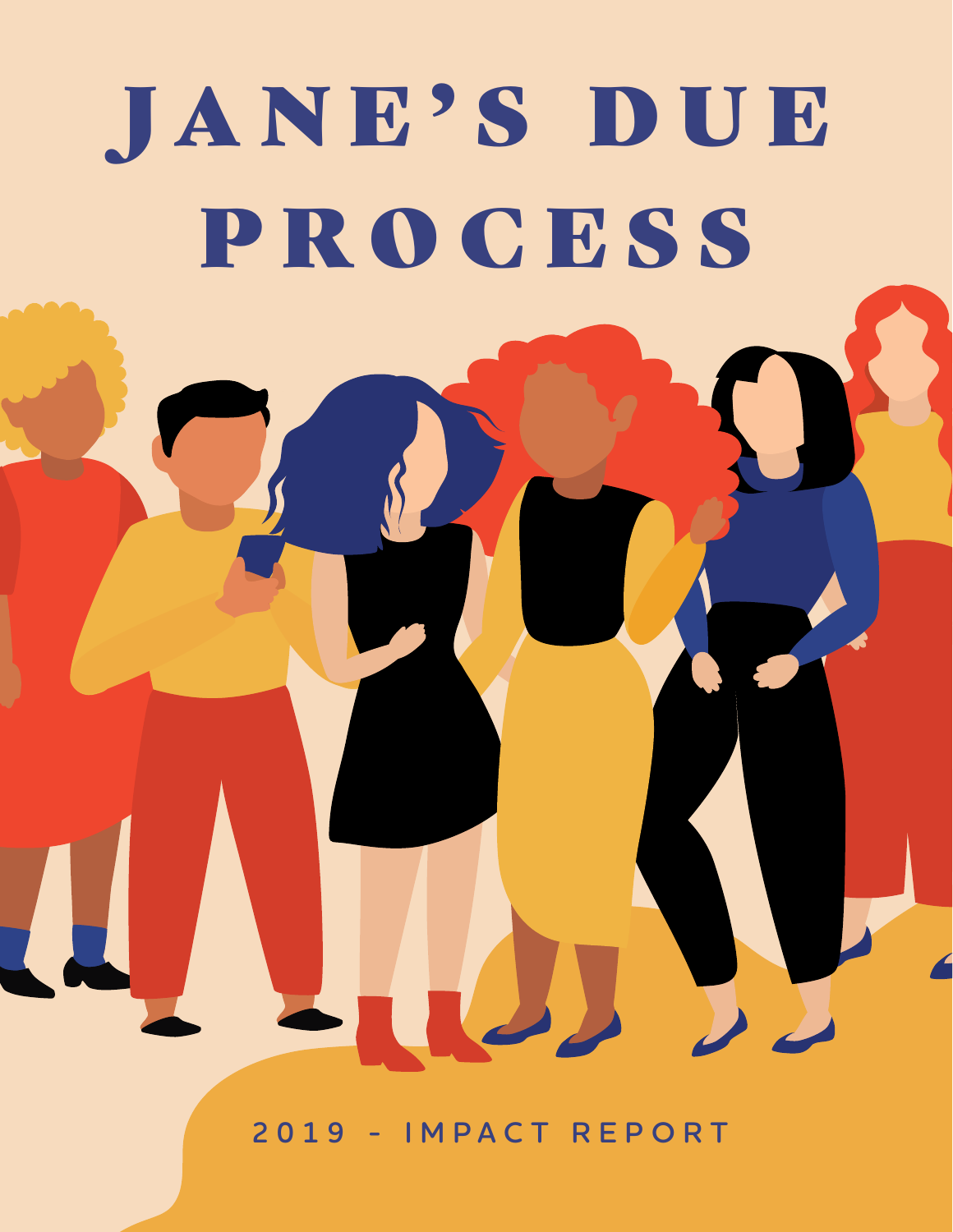# JANE'S DUE PROCESS

2019 - IMPACT REPORT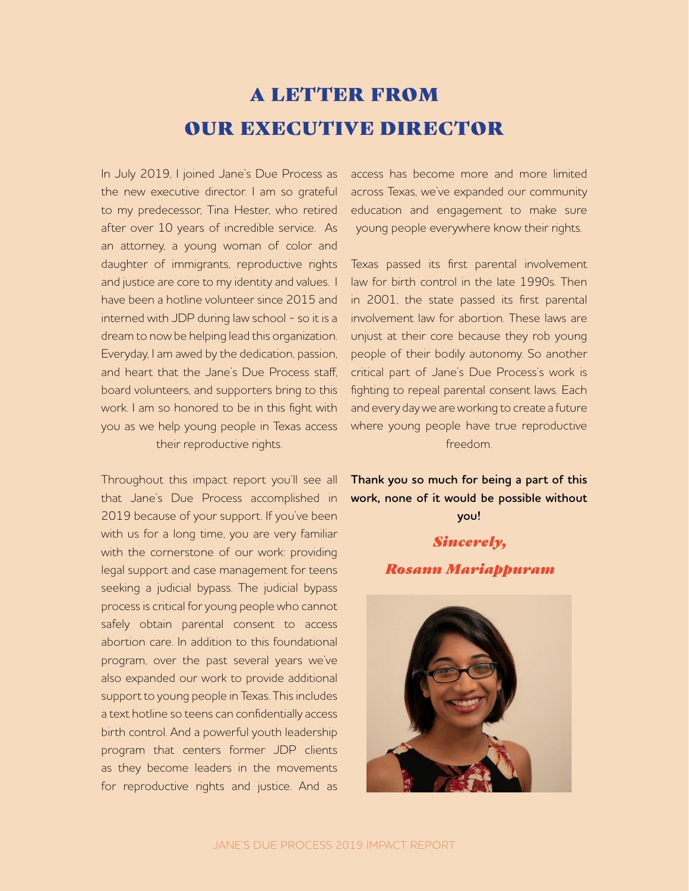# A LETTER FROM OUR EXECUTIVE DIRECTOR

In July 2019, I joined Jane's Due Process as the new executive director. I am so grateful to my predecessor, Tina Hester, who retired after over 10 years of incredible service. As an attorney, a young woman of color and daughter of immigrants, reproductive rights and justice are core to my identity and values. I have been a hotline volunteer since 2015 and interned with JDP during law school - so it is a dream to now be helping lead this organization. Everyday, I am awed by the dedication, passion, and heart that the Jane's Due Process staff, board volunteers, and supporters bring to this work. I am so honored to be in this fight with you as we help young people in Texas access their reproductive rights.

Throughout this impact report you'll see all that Jane's Due Process accomplished in 2019 because of your support. If you've been with us for a long time, you are very familiar with the cornerstone of our work: providing legal support and case management for teens seeking a judicial bypass. The judicial bypass process is critical for young people who cannot safely obtain parental consent to access abortion care. In addition to this foundational program, over the past several years we've also expanded our work to provide additional support to young people in Texas. This includes a text hotline so teens can confidentially access birth control. And a powerful youth leadership program that centers former JDP clients as they become leaders in the movements for reproductive rights and justice. And as access has become more and more limited across Texas, we've expanded our community education and engagement to make sure young people everywhere know their rights.

Texas passed its first parental involvement law for birth control in the late 1990s. Then in 2001, the state passed its first parental involvement law for abortion. These laws are unjust at their core because they rob young people of their bodily autonomy. So another critical part of Jane's Due Process's work is fighting to repeal parental consent laws. Each and every day we are working to create a future where young people have true reproductive freedom.

**Thank you so much for being a part of this work, none of it would be possible without you!**

*Sincerely,*

*Rosann Mariappuram*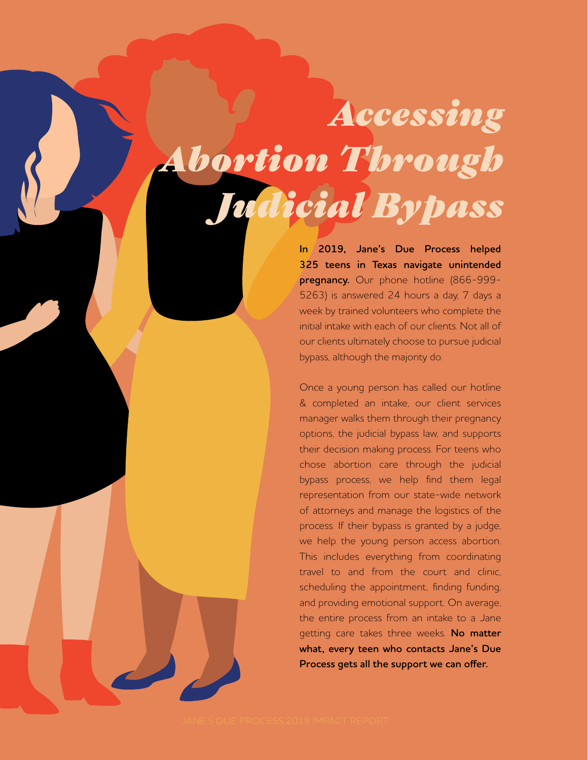# Accessing Abortion Through Judicial Bypass

**In 2019, Jane's Due Process helped 325 teens in Texas navigate unintended pregnancy.** Our phone hotline (866-999-5263) is answered 24 hours a day, 7 days a week by trained volunteers who complete the initial intake with each of our clients. Not all of our clients ultimately choose to pursue judicial bypass, although the majority do.

Once a young person has called our hotline & completed an intake, our client services manager walks them through their pregnancy options, the judicial bypass law, and supports their decision making process. For teens who chose abortion care through the judicial bypass process, we help find them legal representation from our state-wide network of attorneys and manage the logistics of the process. If their bypass is granted by a judge, we help the young person access abortion. This includes everything from coordinating travel to and from the court and clinic, scheduling the appointment, finding funding, and providing emotional support. On average, the entire process from an intake to a Jane getting care takes three weeks. **No matter what, every teen who contacts Jane's Due Process gets all the support we can offer.**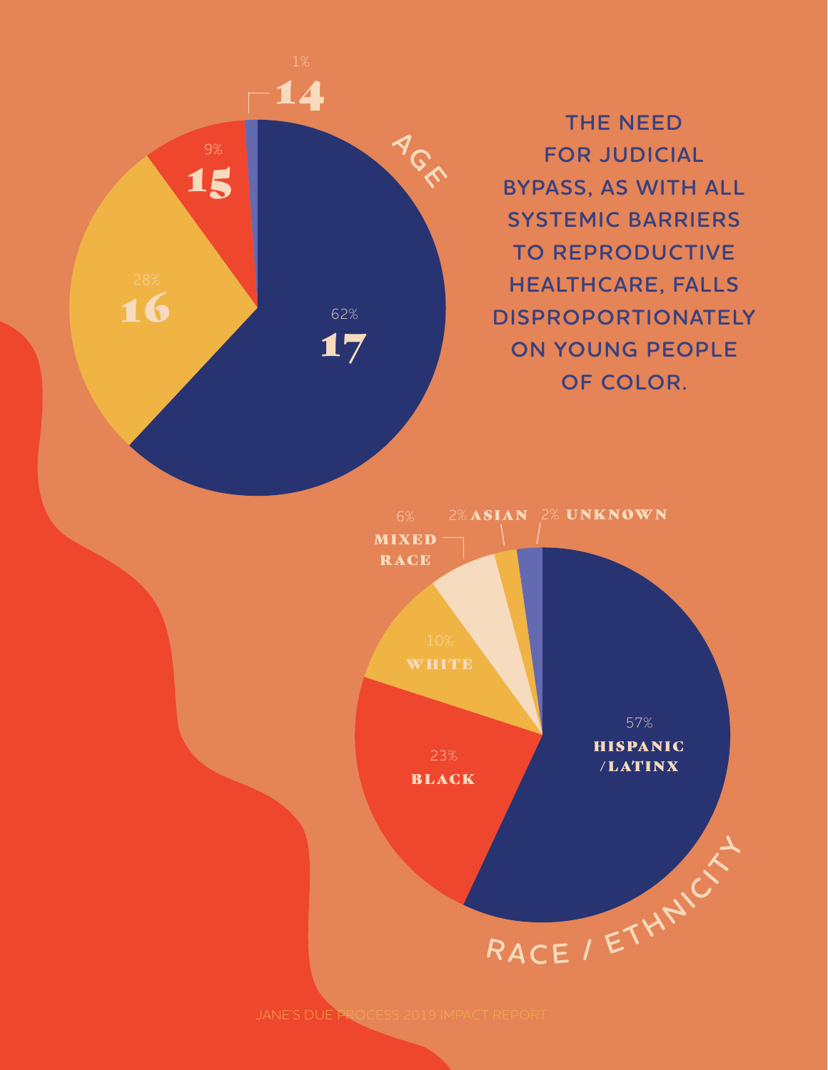THE NEED FOR JUDICIAL BYPASS, AS WITH ALL SYSTEMIC BARRIERS TO REPRODUCTIVE HEALTHCARE, FALLS DISPROPORTIONATELY ON YOUNG PEOPLE OF COLOR.

## AGE

| Age | Percentage |
|---|---|
| 17 | 62% |
| 16 | 28% |
| 15 | 9% |
| 14 | 1% |

## RACE / ETHNICITY

| Race / Ethnicity | Percentage |
|---|---|
| Hispanic /Latinx | 57% |
| Black | 23% |
| White | 10% |
| Mixed Race | 6% |
| Asian | 2% |
| Unknown | 2% |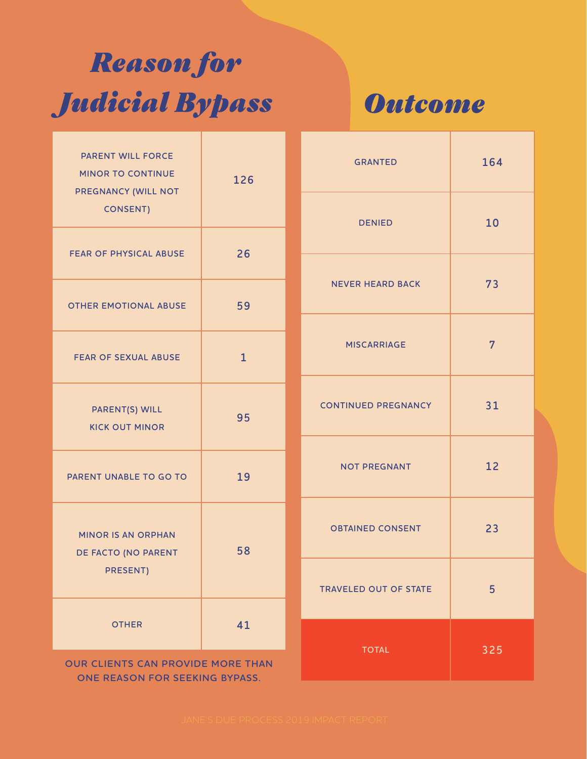# *Reason for Judicial Bypass*

| | |
|---|---|
| PARENT WILL FORCE MINOR TO CONTINUE PREGNANCY (WILL NOT CONSENT) | 126 |
| FEAR OF PHYSICAL ABUSE | 26 |
| OTHER EMOTIONAL ABUSE | 59 |
| FEAR OF SEXUAL ABUSE | 1 |
| PARENT(S) WILL KICK OUT MINOR | 95 |
| PARENT UNABLE TO GO TO | 19 |
| MINOR IS AN ORPHAN DE FACTO (NO PARENT PRESENT) | 58 |
| OTHER | 41 |

OUR CLIENTS CAN PROVIDE MORE THAN ONE REASON FOR SEEKING BYPASS.

# *Outcome*

| | |
|---|---|
| GRANTED | 164 |
| DENIED | 10 |
| NEVER HEARD BACK | 73 |
| MISCARRIAGE | 7 |
| CONTINUED PREGNANCY | 31 |
| NOT PREGNANT | 12 |
| OBTAINED CONSENT | 23 |
| TRAVELED OUT OF STATE | 5 |
| TOTAL | 325 |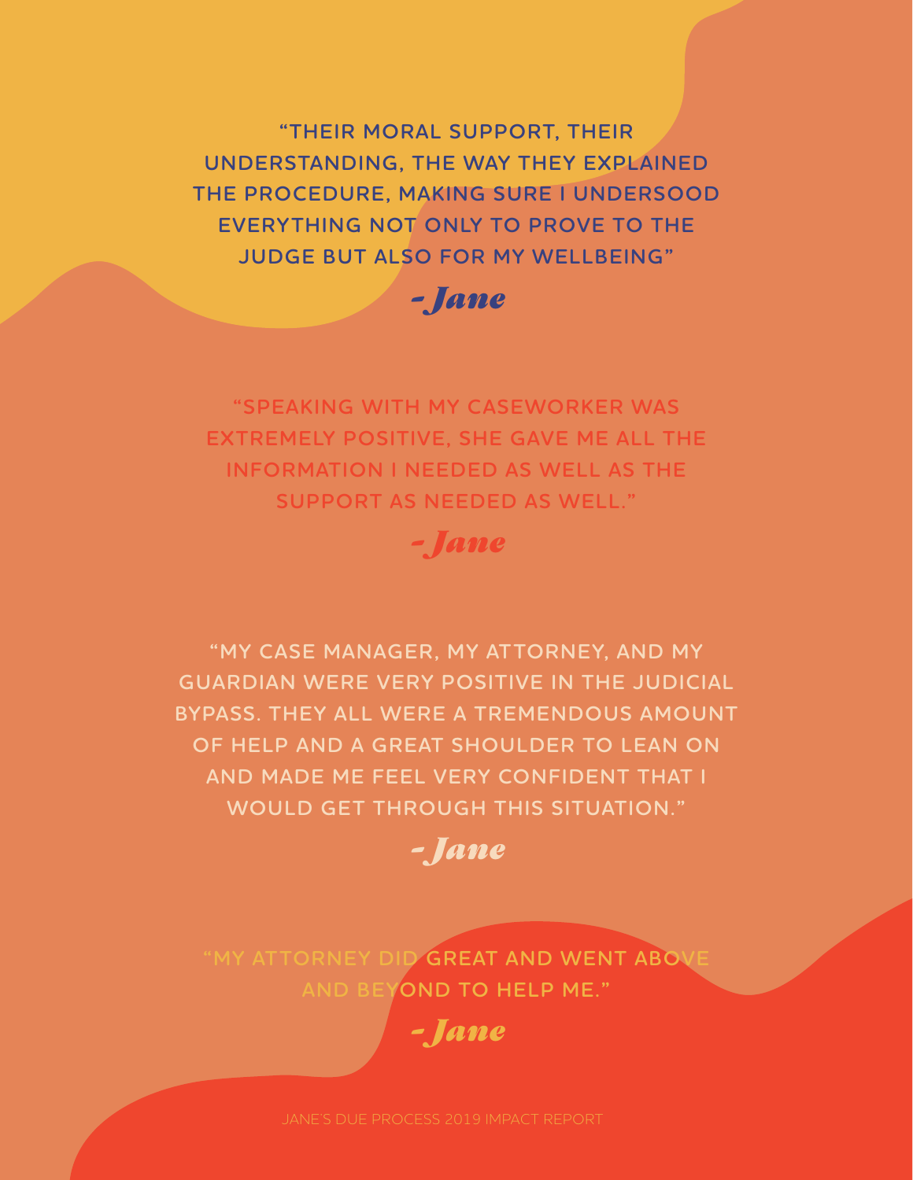"THEIR MORAL SUPPORT, THEIR UNDERSTANDING, THE WAY THEY EXPLAINED THE PROCEDURE, MAKING SURE I UNDERSOOD EVERYTHING NOT ONLY TO PROVE TO THE JUDGE BUT ALSO FOR MY WELLBEING"

*- Jane*

"SPEAKING WITH MY CASEWORKER WAS EXTREMELY POSITIVE, SHE GAVE ME ALL THE INFORMATION I NEEDED AS WELL AS THE SUPPORT AS NEEDED AS WELL."

*- Jane*

"MY CASE MANAGER, MY ATTORNEY, AND MY GUARDIAN WERE VERY POSITIVE IN THE JUDICIAL BYPASS. THEY ALL WERE A TREMENDOUS AMOUNT OF HELP AND A GREAT SHOULDER TO LEAN ON AND MADE ME FEEL VERY CONFIDENT THAT I WOULD GET THROUGH THIS SITUATION."

*- Jane*

"MY ATTORNEY DID GREAT AND WENT ABOVE AND BEYOND TO HELP ME."

*- Jane*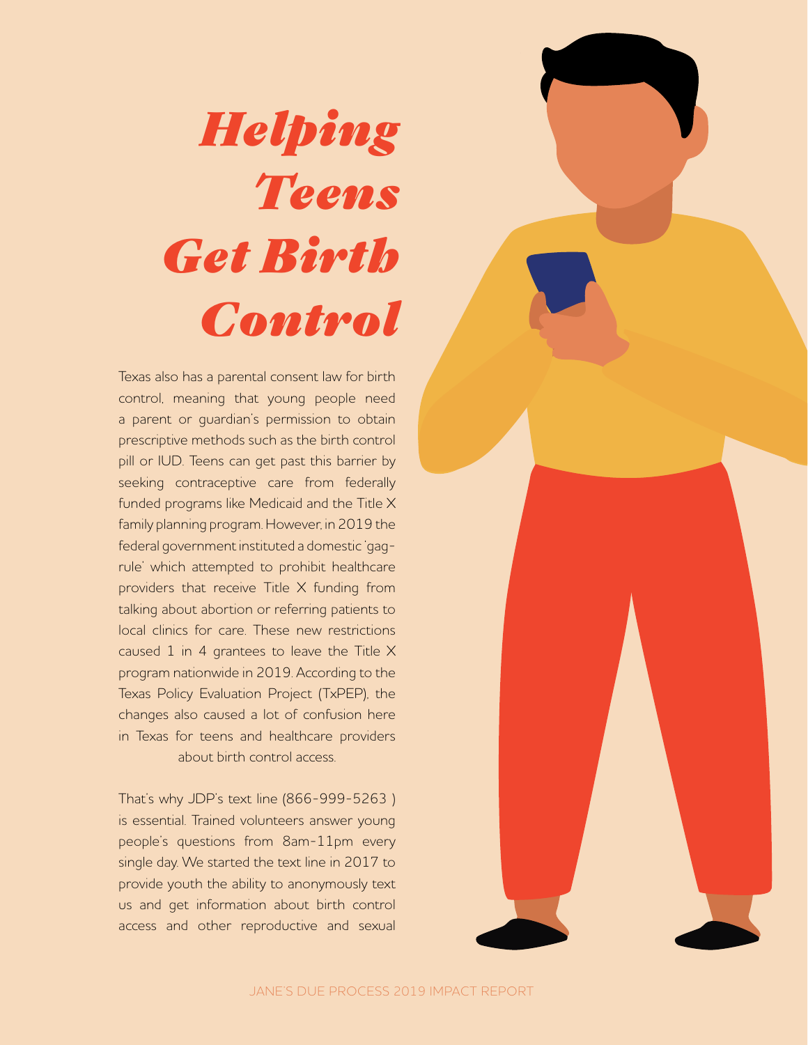# Helping Teens Get Birth Control

Texas also has a parental consent law for birth control, meaning that young people need a parent or guardian's permission to obtain prescriptive methods such as the birth control pill or IUD. Teens can get past this barrier by seeking contraceptive care from federally funded programs like Medicaid and the Title X family planning program. However, in 2019 the federal government instituted a domestic 'gag-rule' which attempted to prohibit healthcare providers that receive Title X funding from talking about abortion or referring patients to local clinics for care. These new restrictions caused 1 in 4 grantees to leave the Title X program nationwide in 2019. According to the Texas Policy Evaluation Project (TxPEP), the changes also caused a lot of confusion here in Texas for teens and healthcare providers about birth control access.

That's why JDP's text line (866-999-5263 ) is essential. Trained volunteers answer young people's questions from 8am-11pm every single day. We started the text line in 2017 to provide youth the ability to anonymously text us and get information about birth control access and other reproductive and sexual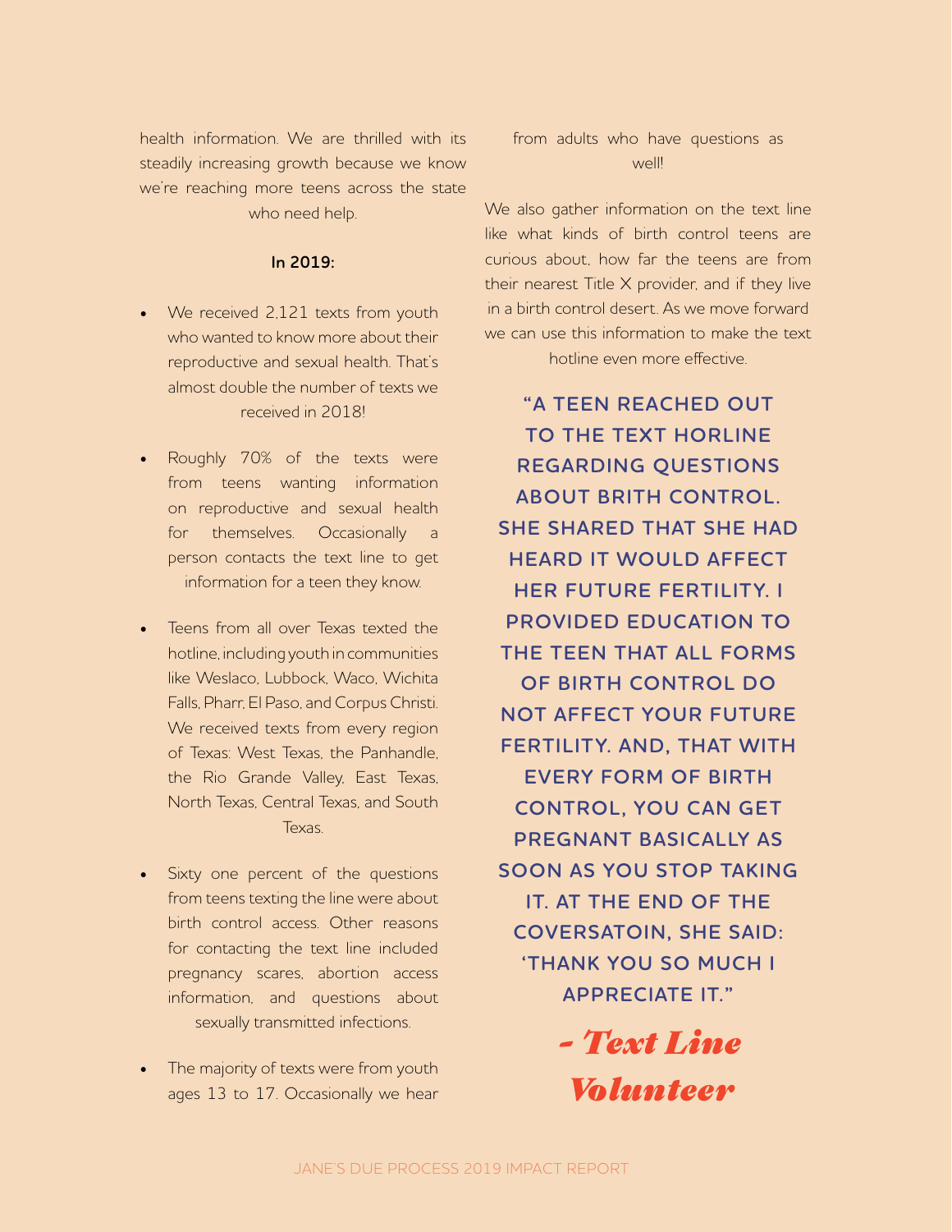health information. We are thrilled with its steadily increasing growth because we know we're reaching more teens across the state who need help.

**In 2019:**

- We received 2,121 texts from youth who wanted to know more about their reproductive and sexual health. That's almost double the number of texts we received in 2018!
- Roughly 70% of the texts were from teens wanting information on reproductive and sexual health for themselves. Occasionally a person contacts the text line to get information for a teen they know.
- Teens from all over Texas texted the hotline, including youth in communities like Weslaco, Lubbock, Waco, Wichita Falls, Pharr, El Paso, and Corpus Christi. We received texts from every region of Texas: West Texas, the Panhandle, the Rio Grande Valley, East Texas, North Texas, Central Texas, and South Texas.
- Sixty one percent of the questions from teens texting the line were about birth control access. Other reasons for contacting the text line included pregnancy scares, abortion access information, and questions about sexually transmitted infections.
- The majority of texts were from youth ages 13 to 17. Occasionally we hear from adults who have questions as well!

We also gather information on the text line like what kinds of birth control teens are curious about, how far the teens are from their nearest Title X provider, and if they live in a birth control desert. As we move forward we can use this information to make the text hotline even more effective.

**"A TEEN REACHED OUT TO THE TEXT HORLINE REGARDING QUESTIONS ABOUT BRITH CONTROL. SHE SHARED THAT SHE HAD HEARD IT WOULD AFFECT HER FUTURE FERTILITY. I PROVIDED EDUCATION TO THE TEEN THAT ALL FORMS OF BIRTH CONTROL DO NOT AFFECT YOUR FUTURE FERTILITY. AND, THAT WITH EVERY FORM OF BIRTH CONTROL, YOU CAN GET PREGNANT BASICALLY AS SOON AS YOU STOP TAKING IT. AT THE END OF THE COVERSATOIN, SHE SAID: 'THANK YOU SO MUCH I APPRECIATE IT."**

*- Text Line Volunteer*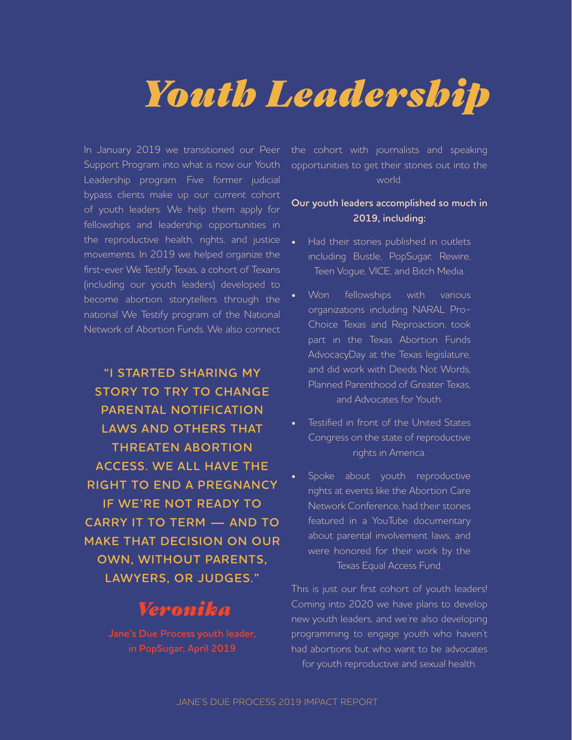# Youth Leadership

In January 2019 we transitioned our Peer Support Program into what is now our Youth Leadership program. Five former judicial bypass clients make up our current cohort of youth leaders. We help them apply for fellowships and leadership opportunities in the reproductive health, rights, and justice movements. In 2019 we helped organize the first-ever We Testify Texas, a cohort of Texans (including our youth leaders) developed to become abortion storytellers through the national We Testify program of the National Network of Abortion Funds. We also connect the cohort with journalists and speaking opportunities to get their stories out into the world.

**"I STARTED SHARING MY STORY TO TRY TO CHANGE PARENTAL NOTIFICATION LAWS AND OTHERS THAT THREATEN ABORTION ACCESS. WE ALL HAVE THE RIGHT TO END A PREGNANCY IF WE'RE NOT READY TO CARRY IT TO TERM — AND TO MAKE THAT DECISION ON OUR OWN, WITHOUT PARENTS, LAWYERS, OR JUDGES."**

*Veronika*

**Jane's Due Process youth leader, in PopSugar, April 2019**

**Our youth leaders accomplished so much in 2019, including:**

- Had their stories published in outlets including Bustle, PopSugar, Rewire, Teen Vogue, VICE, and Bitch Media.
- Won fellowships with various organizations including NARAL Pro-Choice Texas and Reproaction, took part in the Texas Abortion Funds AdvocacyDay at the Texas legislature, and did work with Deeds Not Words, Planned Parenthood of Greater Texas, and Advocates for Youth.
- Testified in front of the United States Congress on the state of reproductive rights in America.
- Spoke about youth reproductive rights at events like the Abortion Care Network Conference, had their stories featured in a YouTube documentary about parental involvement laws, and were honored for their work by the Texas Equal Access Fund.

This is just our first cohort of youth leaders! Coming into 2020 we have plans to develop new youth leaders, and we're also developing programming to engage youth who haven't had abortions but who want to be advocates for youth reproductive and sexual health.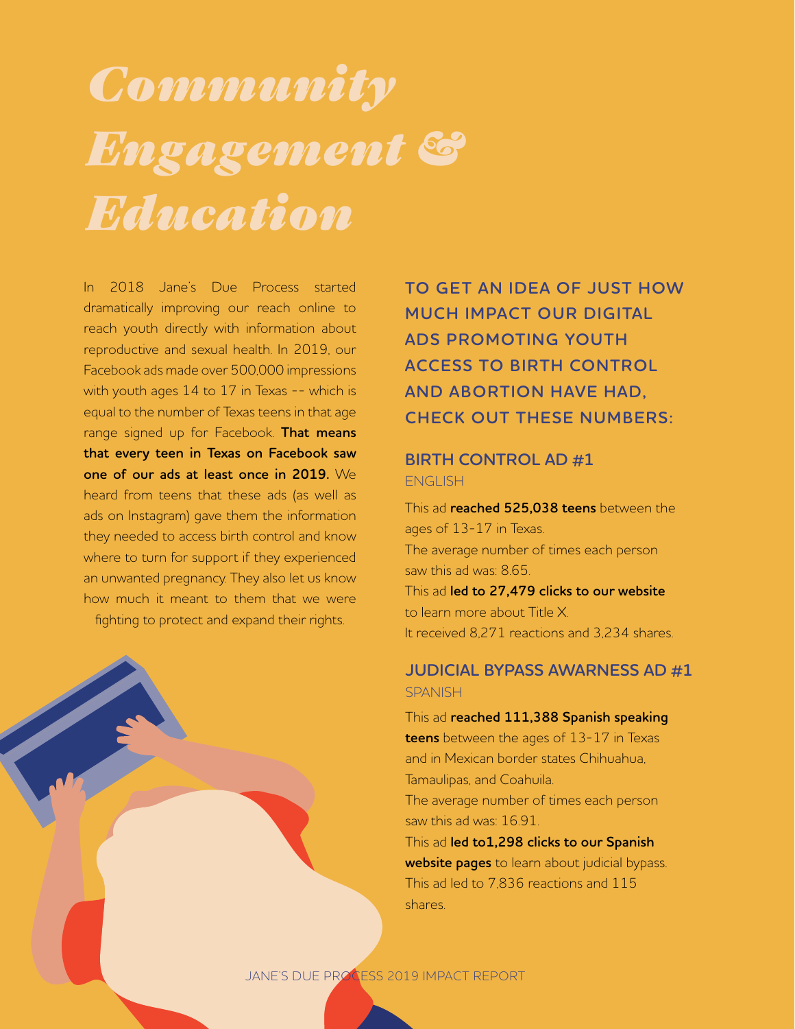# Community Engagement & Education

In 2018 Jane's Due Process started dramatically improving our reach online to reach youth directly with information about reproductive and sexual health. In 2019, our Facebook ads made over 500,000 impressions with youth ages 14 to 17 in Texas -- which is equal to the number of Texas teens in that age range signed up for Facebook. **That means that every teen in Texas on Facebook saw one of our ads at least once in 2019.** We heard from teens that these ads (as well as ads on Instagram) gave them the information they needed to access birth control and know where to turn for support if they experienced an unwanted pregnancy. They also let us know how much it meant to them that we were fighting to protect and expand their rights.

**TO GET AN IDEA OF JUST HOW MUCH IMPACT OUR DIGITAL ADS PROMOTING YOUTH ACCESS TO BIRTH CONTROL AND ABORTION HAVE HAD, CHECK OUT THESE NUMBERS:**

### BIRTH CONTROL AD #1

ENGLISH

This ad **reached 525,038 teens** between the ages of 13-17 in Texas.
The average number of times each person saw this ad was: 8.65.
This ad **led to 27,479 clicks to our website** to learn more about Title X.
It received 8,271 reactions and 3,234 shares.

### JUDICIAL BYPASS AWARNESS AD #1

SPANISH

This ad **reached 111,388 Spanish speaking teens** between the ages of 13-17 in Texas and in Mexican border states Chihuahua, Tamaulipas, and Coahuila.
The average number of times each person saw this ad was: 16.91.
This ad **led to1,298 clicks to our Spanish website pages** to learn about judicial bypass.
This ad led to 7,836 reactions and 115 shares.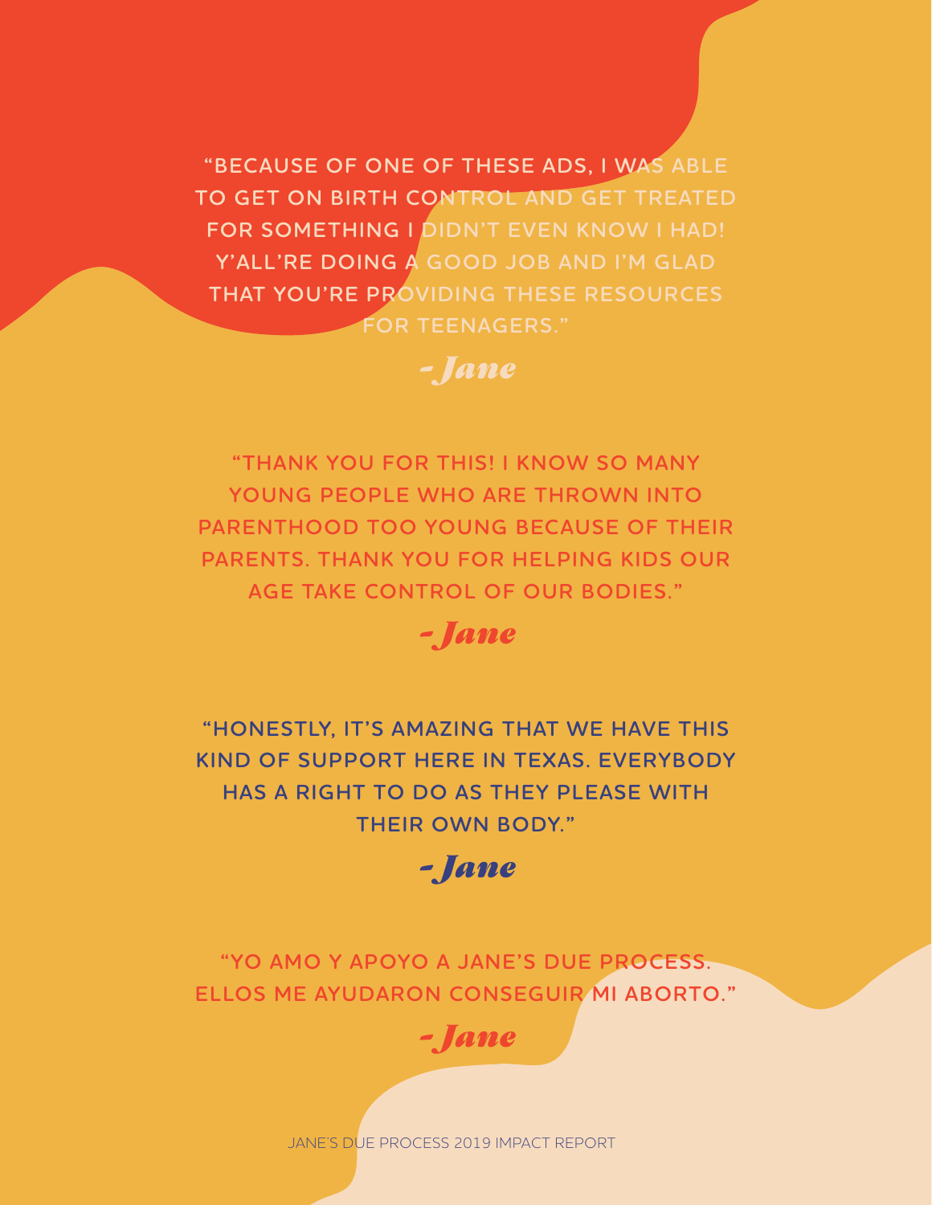"BECAUSE OF ONE OF THESE ADS, I WAS ABLE TO GET ON BIRTH CONTROL AND GET TREATED FOR SOMETHING I DIDN'T EVEN KNOW I HAD! Y'ALL'RE DOING A GOOD JOB AND I'M GLAD THAT YOU'RE PROVIDING THESE RESOURCES FOR TEENAGERS."

*-Jane*

"THANK YOU FOR THIS! I KNOW SO MANY YOUNG PEOPLE WHO ARE THROWN INTO PARENTHOOD TOO YOUNG BECAUSE OF THEIR PARENTS. THANK YOU FOR HELPING KIDS OUR AGE TAKE CONTROL OF OUR BODIES."

*-Jane*

"HONESTLY, IT'S AMAZING THAT WE HAVE THIS KIND OF SUPPORT HERE IN TEXAS. EVERYBODY HAS A RIGHT TO DO AS THEY PLEASE WITH THEIR OWN BODY."

*-Jane*

"YO AMO Y APOYO A JANE'S DUE PROCESS. ELLOS ME AYUDARON CONSEGUIR MI ABORTO."

*-Jane*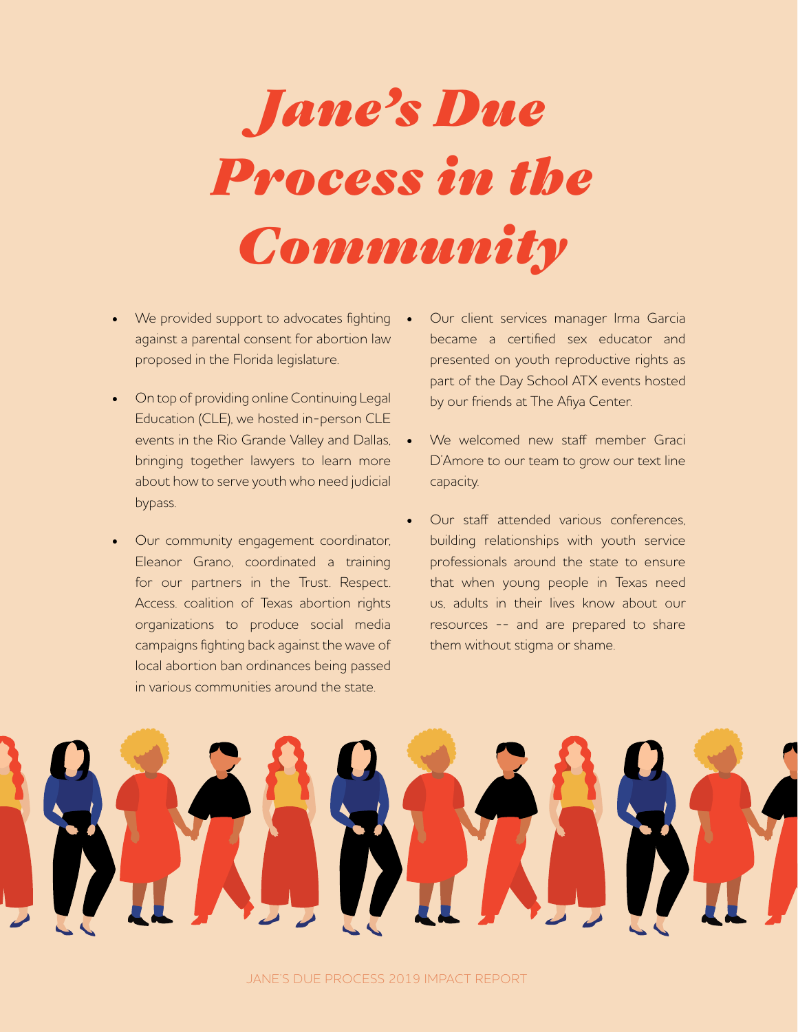# Jane's Due Process in the Community

- We provided support to advocates fighting against a parental consent for abortion law proposed in the Florida legislature.
- On top of providing online Continuing Legal Education (CLE), we hosted in-person CLE events in the Rio Grande Valley and Dallas, bringing together lawyers to learn more about how to serve youth who need judicial bypass.
- Our community engagement coordinator, Eleanor Grano, coordinated a training for our partners in the Trust. Respect. Access. coalition of Texas abortion rights organizations to produce social media campaigns fighting back against the wave of local abortion ban ordinances being passed in various communities around the state.
- Our client services manager Irma Garcia became a certified sex educator and presented on youth reproductive rights as part of the Day School ATX events hosted by our friends at The Afiya Center.
- We welcomed new staff member Graci D'Amore to our team to grow our text line capacity.
- Our staff attended various conferences, building relationships with youth service professionals around the state to ensure that when young people in Texas need us, adults in their lives know about our resources -- and are prepared to share them without stigma or shame.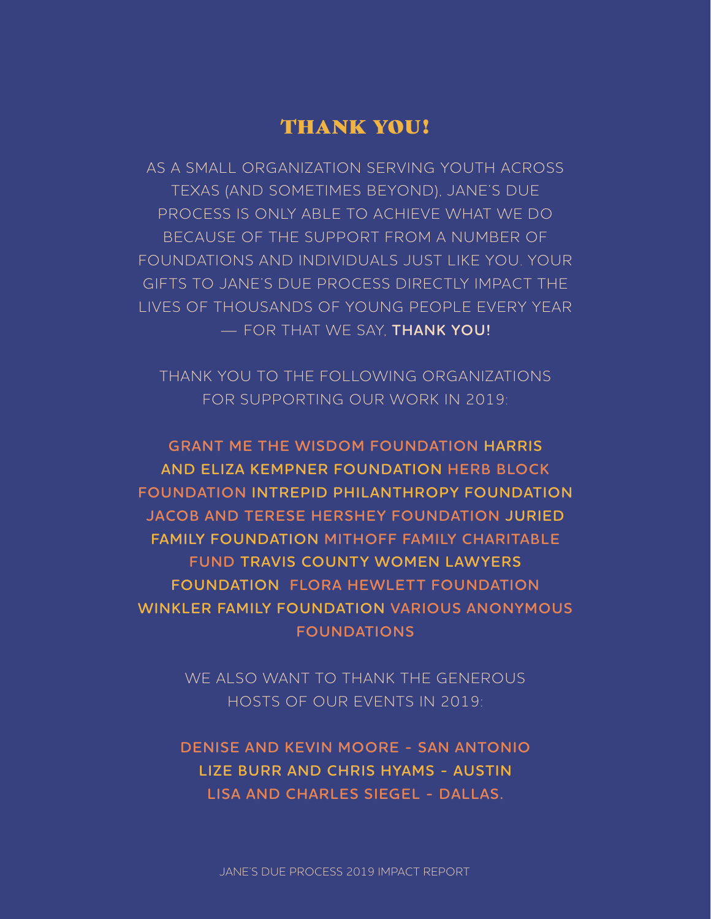# THANK YOU!

AS A SMALL ORGANIZATION SERVING YOUTH ACROSS TEXAS (AND SOMETIMES BEYOND), JANE'S DUE PROCESS IS ONLY ABLE TO ACHIEVE WHAT WE DO BECAUSE OF THE SUPPORT FROM A NUMBER OF FOUNDATIONS AND INDIVIDUALS JUST LIKE YOU. YOUR GIFTS TO JANE'S DUE PROCESS DIRECTLY IMPACT THE LIVES OF THOUSANDS OF YOUNG PEOPLE EVERY YEAR — FOR THAT WE SAY, **THANK YOU!**

THANK YOU TO THE FOLLOWING ORGANIZATIONS FOR SUPPORTING OUR WORK IN 2019:

**GRANT ME THE WISDOM FOUNDATION HARRIS AND ELIZA KEMPNER FOUNDATION HERB BLOCK FOUNDATION INTREPID PHILANTHROPY FOUNDATION JACOB AND TERESE HERSHEY FOUNDATION JURIED FAMILY FOUNDATION MITHOFF FAMILY CHARITABLE FUND TRAVIS COUNTY WOMEN LAWYERS FOUNDATION FLORA HEWLETT FOUNDATION WINKLER FAMILY FOUNDATION VARIOUS ANONYMOUS FOUNDATIONS**

WE ALSO WANT TO THANK THE GENEROUS HOSTS OF OUR EVENTS IN 2019:

**DENISE AND KEVIN MOORE - SAN ANTONIO**
**LIZE BURR AND CHRIS HYAMS - AUSTIN**
**LISA AND CHARLES SIEGEL - DALLAS.**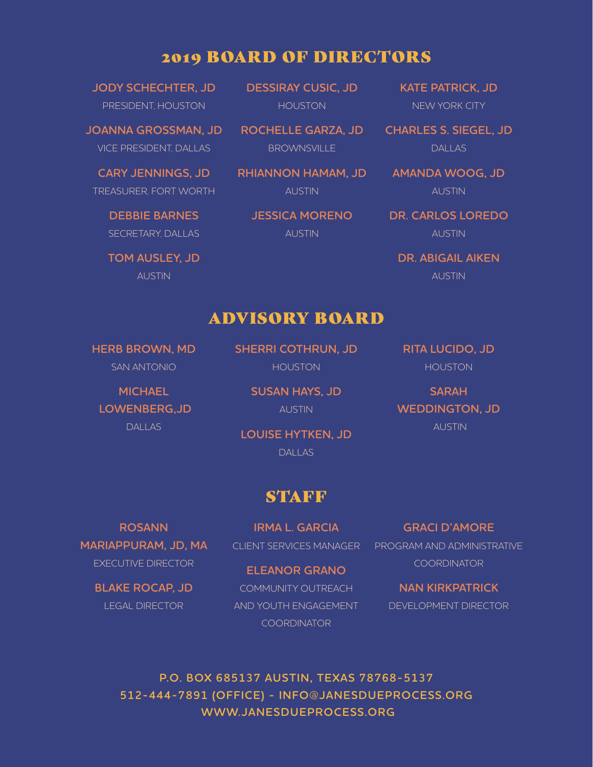## 2019 BOARD OF DIRECTORS

**JODY SCHECHTER, JD**
PRESIDENT, HOUSTON

**JOANNA GROSSMAN, JD**
VICE PRESIDENT, DALLAS

**CARY JENNINGS, JD**
TREASURER, FORT WORTH

**DEBBIE BARNES**
SECRETARY, DALLAS

**TOM AUSLEY, JD**
AUSTIN

**DESSIRAY CUSIC, JD**
HOUSTON

**ROCHELLE GARZA, JD**
BROWNSVILLE

**RHIANNON HAMAM, JD**
AUSTIN

**JESSICA MORENO**
AUSTIN

**KATE PATRICK, JD**
NEW YORK CITY

**CHARLES S. SIEGEL, JD**
DALLAS

**AMANDA WOOG, JD**
AUSTIN

**DR. CARLOS LOREDO**
AUSTIN

**DR. ABIGAIL AIKEN**
AUSTIN

## ADVISORY BOARD

**HERB BROWN, MD**
SAN ANTONIO

**MICHAEL LOWENBERG,JD**
DALLAS

**SHERRI COTHRUN, JD**
HOUSTON

**SUSAN HAYS, JD**
AUSTIN

**LOUISE HYTKEN, JD**
DALLAS

**RITA LUCIDO, JD**
HOUSTON

**SARAH WEDDINGTON, JD**
AUSTIN

## STAFF

**ROSANN MARIAPPURAM, JD, MA**
EXECUTIVE DIRECTOR

**BLAKE ROCAP, JD**
LEGAL DIRECTOR

**IRMA L. GARCIA**
CLIENT SERVICES MANAGER

**ELEANOR GRANO**
COMMUNITY OUTREACH AND YOUTH ENGAGEMENT COORDINATOR

**GRACI D'AMORE**
PROGRAM AND ADMINISTRATIVE COORDINATOR

**NAN KIRKPATRICK**
DEVELOPMENT DIRECTOR

P.O. BOX 685137 AUSTIN, TEXAS 78768-5137
512-444-7891 (OFFICE) - INFO@JANESDUEPROCESS.ORG
WWW.JANESDUEPROCESS.ORG